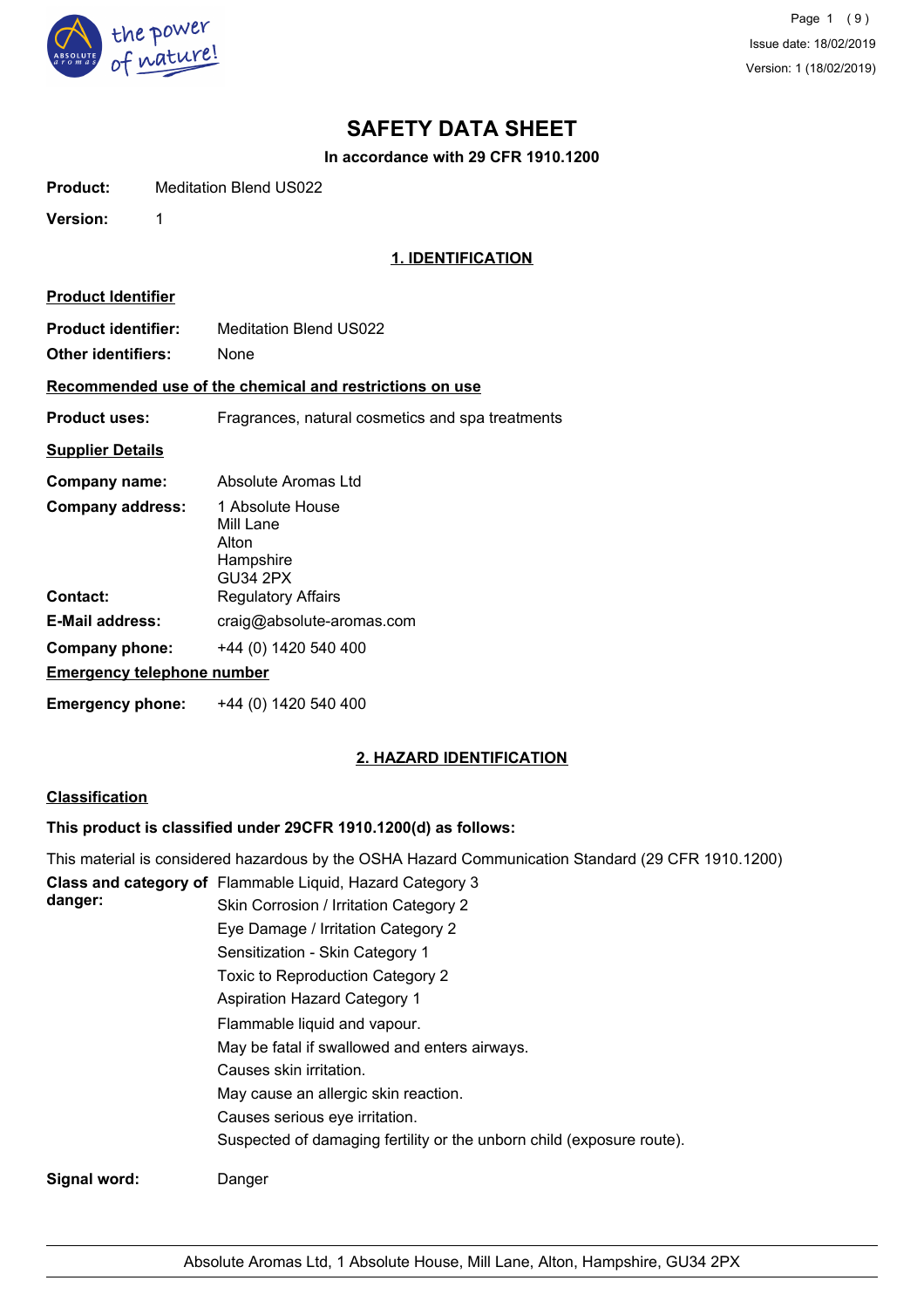# SAFETY DATA SHEET

**In accordance with 29 CFR 1910.1200**

**Product:** Meditation Blend US022

**Version:** 1

## 1. IDENTIFICATION

### Product Identifier

**Product identifier:** Meditation Blend US022

**Other identifiers:** None

### Recommended use of the chemical and restrictions on use

**Product uses:** Fragrances, natural cosmetics and spa treatments

### Supplier Details

**Company name:** Absolute Aromas Ltd

**Company address:** 1 Absolute House
Mill Lane
Alton
Hampshire
GU34 2PX

**Contact:** Regulatory Affairs

**E-Mail address:** craig@absolute-aromas.com

**Company phone:** +44 (0) 1420 540 400

### Emergency telephone number

**Emergency phone:** +44 (0) 1420 540 400

## 2. HAZARD IDENTIFICATION

### Classification

**This product is classified under 29CFR 1910.1200(d) as follows:**

This material is considered hazardous by the OSHA Hazard Communication Standard (29 CFR 1910.1200)

**Class and category of danger:**

Flammable Liquid, Hazard Category 3
Skin Corrosion / Irritation Category 2
Eye Damage / Irritation Category 2
Sensitization - Skin Category 1
Toxic to Reproduction Category 2
Aspiration Hazard Category 1
Flammable liquid and vapour.
May be fatal if swallowed and enters airways.
Causes skin irritation.
May cause an allergic skin reaction.
Causes serious eye irritation.
Suspected of damaging fertility or the unborn child (exposure route).

**Signal word:** Danger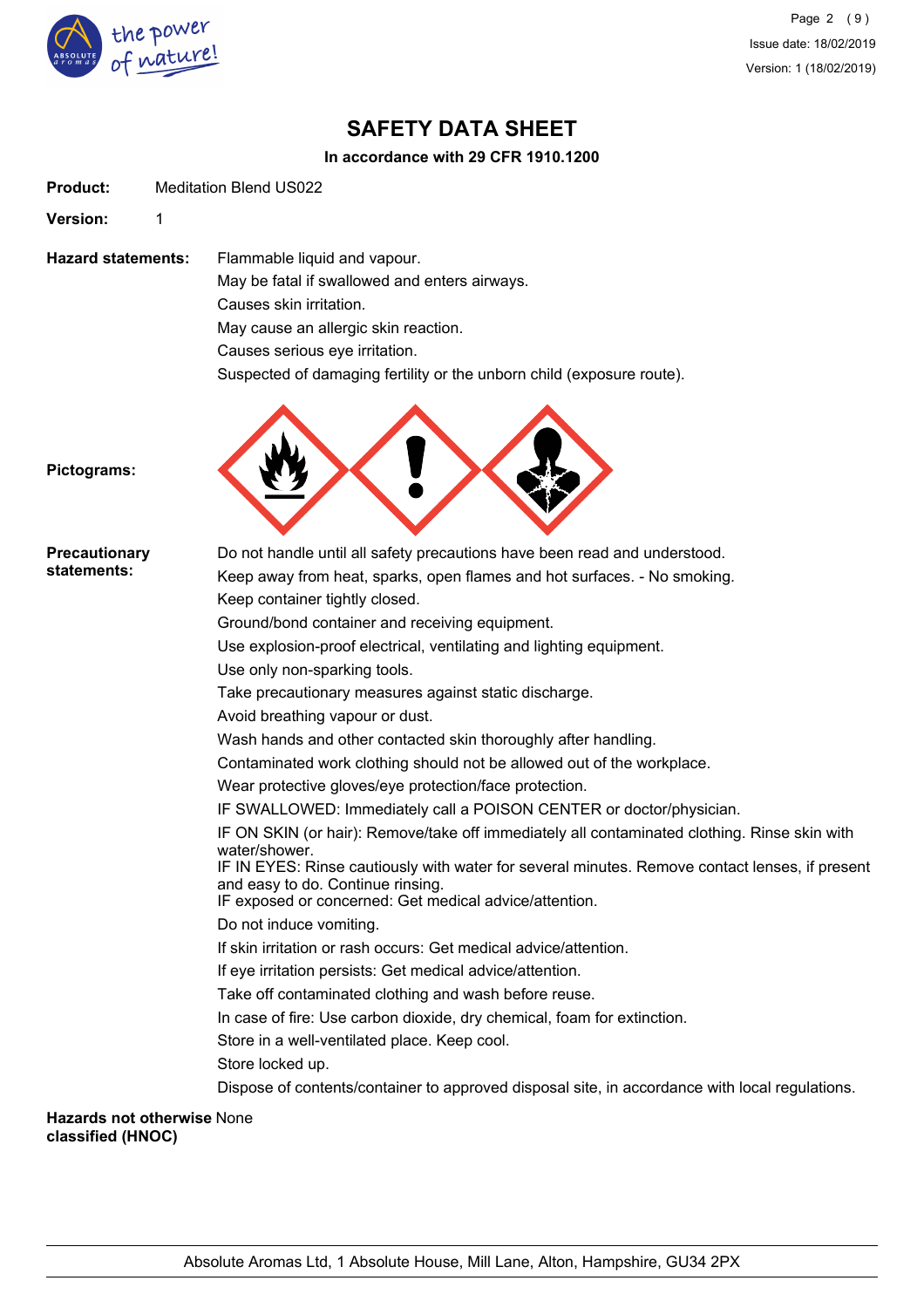# SAFETY DATA SHEET

**In accordance with 29 CFR 1910.1200**

**Product:** Meditation Blend US022

**Version:** 1

**Hazard statements:**

Flammable liquid and vapour.
May be fatal if swallowed and enters airways.
Causes skin irritation.
May cause an allergic skin reaction.
Causes serious eye irritation.
Suspected of damaging fertility or the unborn child (exposure route).

**Pictograms:**

**Precautionary statements:**

Do not handle until all safety precautions have been read and understood.
Keep away from heat, sparks, open flames and hot surfaces. - No smoking.
Keep container tightly closed.
Ground/bond container and receiving equipment.
Use explosion-proof electrical, ventilating and lighting equipment.
Use only non-sparking tools.
Take precautionary measures against static discharge.
Avoid breathing vapour or dust.
Wash hands and other contacted skin thoroughly after handling.
Contaminated work clothing should not be allowed out of the workplace.
Wear protective gloves/eye protection/face protection.
IF SWALLOWED: Immediately call a POISON CENTER or doctor/physician.
IF ON SKIN (or hair): Remove/take off immediately all contaminated clothing. Rinse skin with water/shower.
IF IN EYES: Rinse cautiously with water for several minutes. Remove contact lenses, if present and easy to do. Continue rinsing.
IF exposed or concerned: Get medical advice/attention.
Do not induce vomiting.
If skin irritation or rash occurs: Get medical advice/attention.
If eye irritation persists: Get medical advice/attention.
Take off contaminated clothing and wash before reuse.
In case of fire: Use carbon dioxide, dry chemical, foam for extinction.
Store in a well-ventilated place. Keep cool.
Store locked up.
Dispose of contents/container to approved disposal site, in accordance with local regulations.

**Hazards not otherwise classified (HNOC)** None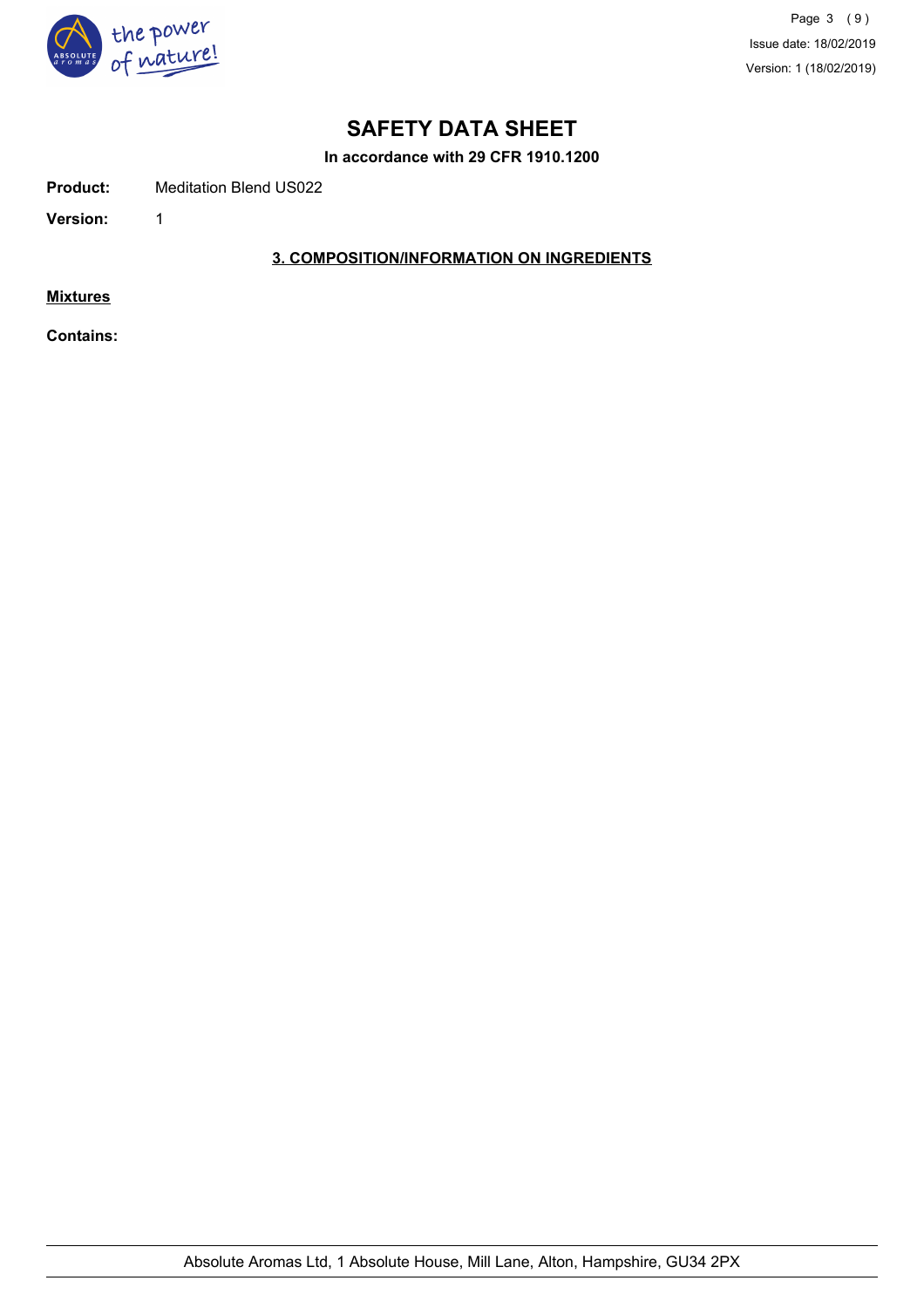# SAFETY DATA SHEET

**In accordance with 29 CFR 1910.1200**

**Product:** Meditation Blend US022

**Version:** 1

## 3. COMPOSITION/INFORMATION ON INGREDIENTS

**Mixtures**

**Contains:**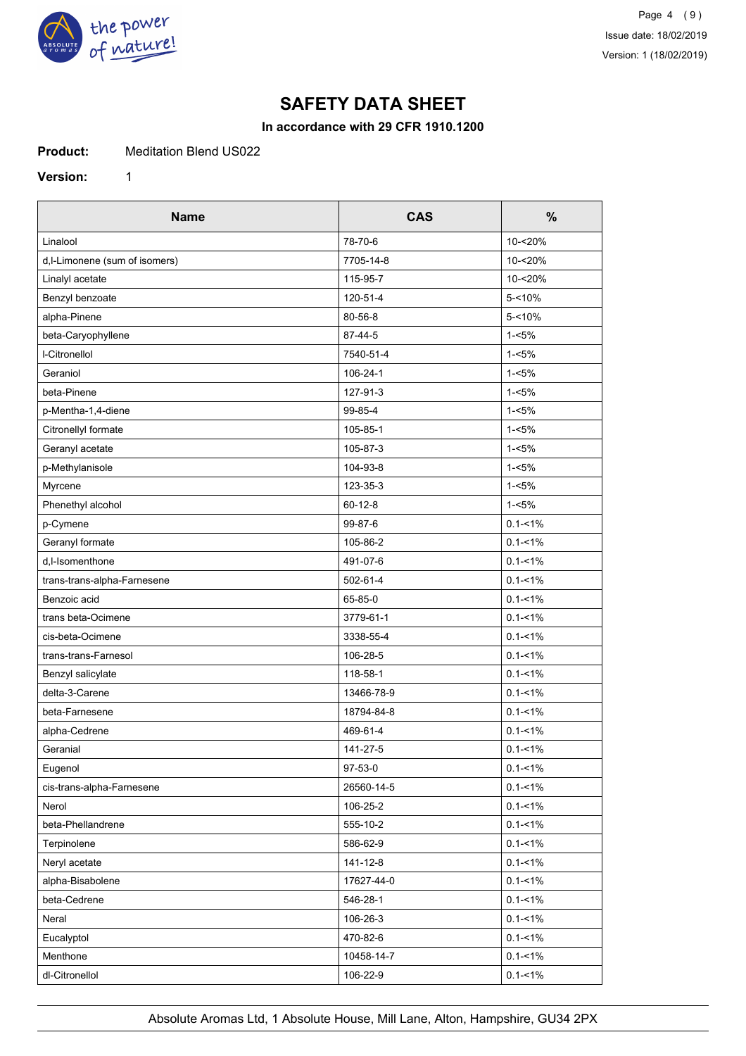# SAFETY DATA SHEET

**In accordance with 29 CFR 1910.1200**

**Product:** Meditation Blend US022

**Version:** 1

| Name | CAS | % |
|---|---|---|
| Linalool | 78-70-6 | 10-<20% |
| d,l-Limonene (sum of isomers) | 7705-14-8 | 10-<20% |
| Linalyl acetate | 115-95-7 | 10-<20% |
| Benzyl benzoate | 120-51-4 | 5-<10% |
| alpha-Pinene | 80-56-8 | 5-<10% |
| beta-Caryophyllene | 87-44-5 | 1-<5% |
| l-Citronellol | 7540-51-4 | 1-<5% |
| Geraniol | 106-24-1 | 1-<5% |
| beta-Pinene | 127-91-3 | 1-<5% |
| p-Mentha-1,4-diene | 99-85-4 | 1-<5% |
| Citronellyl formate | 105-85-1 | 1-<5% |
| Geranyl acetate | 105-87-3 | 1-<5% |
| p-Methylanisole | 104-93-8 | 1-<5% |
| Myrcene | 123-35-3 | 1-<5% |
| Phenethyl alcohol | 60-12-8 | 1-<5% |
| p-Cymene | 99-87-6 | 0.1-<1% |
| Geranyl formate | 105-86-2 | 0.1-<1% |
| d,l-Isomenthone | 491-07-6 | 0.1-<1% |
| trans-trans-alpha-Farnesene | 502-61-4 | 0.1-<1% |
| Benzoic acid | 65-85-0 | 0.1-<1% |
| trans beta-Ocimene | 3779-61-1 | 0.1-<1% |
| cis-beta-Ocimene | 3338-55-4 | 0.1-<1% |
| trans-trans-Farnesol | 106-28-5 | 0.1-<1% |
| Benzyl salicylate | 118-58-1 | 0.1-<1% |
| delta-3-Carene | 13466-78-9 | 0.1-<1% |
| beta-Farnesene | 18794-84-8 | 0.1-<1% |
| alpha-Cedrene | 469-61-4 | 0.1-<1% |
| Geranial | 141-27-5 | 0.1-<1% |
| Eugenol | 97-53-0 | 0.1-<1% |
| cis-trans-alpha-Farnesene | 26560-14-5 | 0.1-<1% |
| Nerol | 106-25-2 | 0.1-<1% |
| beta-Phellandrene | 555-10-2 | 0.1-<1% |
| Terpinolene | 586-62-9 | 0.1-<1% |
| Neryl acetate | 141-12-8 | 0.1-<1% |
| alpha-Bisabolene | 17627-44-0 | 0.1-<1% |
| beta-Cedrene | 546-28-1 | 0.1-<1% |
| Neral | 106-26-3 | 0.1-<1% |
| Eucalyptol | 470-82-6 | 0.1-<1% |
| Menthone | 10458-14-7 | 0.1-<1% |
| dl-Citronellol | 106-22-9 | 0.1-<1% |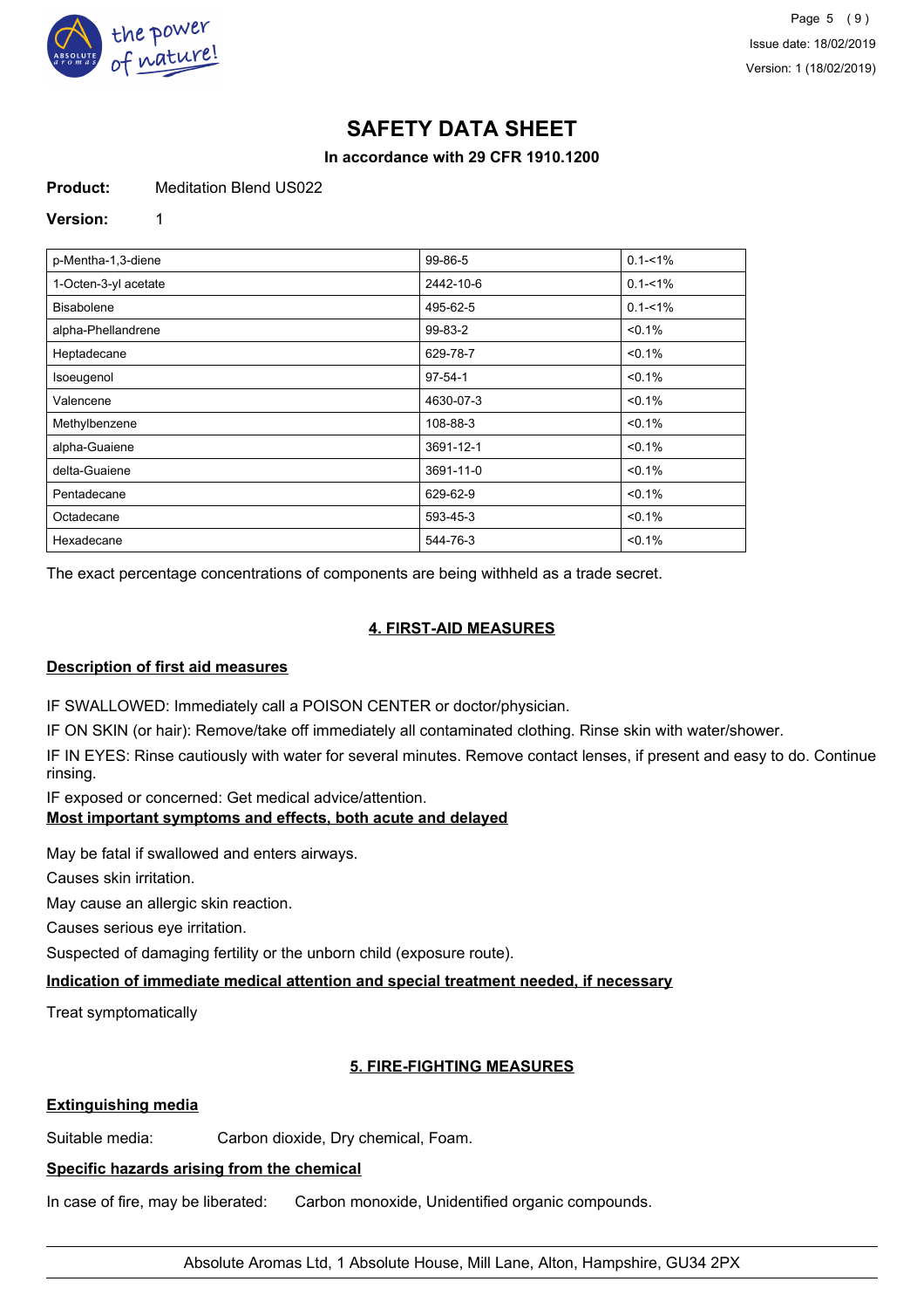**SAFETY DATA SHEET**

**In accordance with 29 CFR 1910.1200**

**Product:** Meditation Blend US022

**Version:** 1

| p-Mentha-1,3-diene | 99-86-5 | 0.1-<1% |
|---|---|---|
| 1-Octen-3-yl acetate | 2442-10-6 | 0.1-<1% |
| Bisabolene | 495-62-5 | 0.1-<1% |
| alpha-Phellandrene | 99-83-2 | <0.1% |
| Heptadecane | 629-78-7 | <0.1% |
| Isoeugenol | 97-54-1 | <0.1% |
| Valencene | 4630-07-3 | <0.1% |
| Methylbenzene | 108-88-3 | <0.1% |
| alpha-Guaiene | 3691-12-1 | <0.1% |
| delta-Guaiene | 3691-11-0 | <0.1% |
| Pentadecane | 629-62-9 | <0.1% |
| Octadecane | 593-45-3 | <0.1% |
| Hexadecane | 544-76-3 | <0.1% |

The exact percentage concentrations of components are being withheld as a trade secret.

## 4. FIRST-AID MEASURES

### Description of first aid measures

IF SWALLOWED: Immediately call a POISON CENTER or doctor/physician.

IF ON SKIN (or hair): Remove/take off immediately all contaminated clothing. Rinse skin with water/shower.

IF IN EYES: Rinse cautiously with water for several minutes. Remove contact lenses, if present and easy to do. Continue rinsing.

IF exposed or concerned: Get medical advice/attention.

### Most important symptoms and effects, both acute and delayed

May be fatal if swallowed and enters airways.

Causes skin irritation.

May cause an allergic skin reaction.

Causes serious eye irritation.

Suspected of damaging fertility or the unborn child (exposure route).

### Indication of immediate medical attention and special treatment needed, if necessary

Treat symptomatically

## 5. FIRE-FIGHTING MEASURES

### Extinguishing media

Suitable media: Carbon dioxide, Dry chemical, Foam.

### Specific hazards arising from the chemical

In case of fire, may be liberated: Carbon monoxide, Unidentified organic compounds.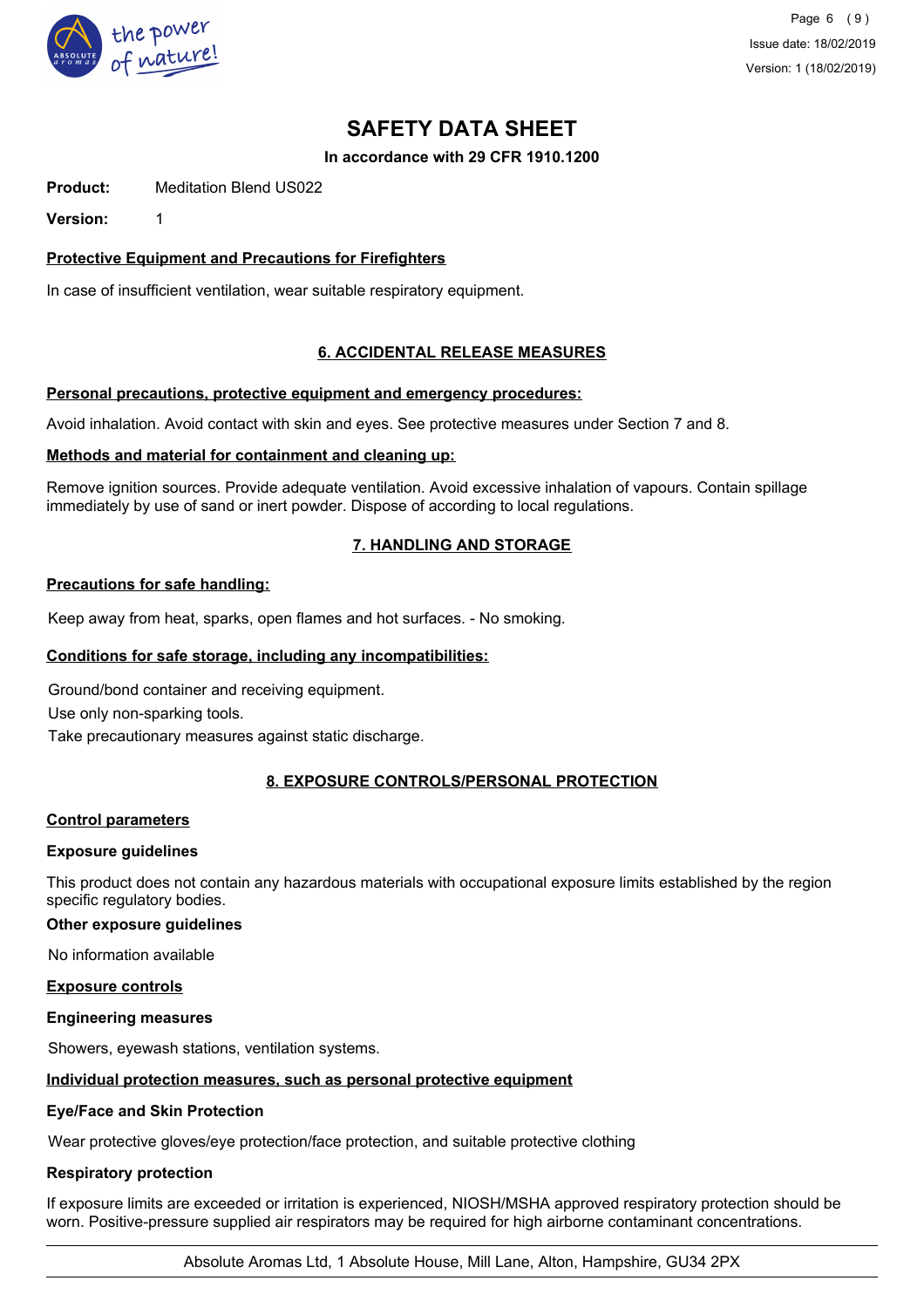# SAFETY DATA SHEET

**In accordance with 29 CFR 1910.1200**

**Product:** Meditation Blend US022

**Version:** 1

**Protective Equipment and Precautions for Firefighters**

In case of insufficient ventilation, wear suitable respiratory equipment.

## 6. ACCIDENTAL RELEASE MEASURES

**Personal precautions, protective equipment and emergency procedures:**

Avoid inhalation. Avoid contact with skin and eyes. See protective measures under Section 7 and 8.

**Methods and material for containment and cleaning up:**

Remove ignition sources. Provide adequate ventilation. Avoid excessive inhalation of vapours. Contain spillage immediately by use of sand or inert powder. Dispose of according to local regulations.

## 7. HANDLING AND STORAGE

**Precautions for safe handling:**

Keep away from heat, sparks, open flames and hot surfaces. - No smoking.

**Conditions for safe storage, including any incompatibilities:**

Ground/bond container and receiving equipment.

Use only non-sparking tools.

Take precautionary measures against static discharge.

## 8. EXPOSURE CONTROLS/PERSONAL PROTECTION

**Control parameters**

**Exposure guidelines**

This product does not contain any hazardous materials with occupational exposure limits established by the region specific regulatory bodies.

**Other exposure guidelines**

No information available

**Exposure controls**

**Engineering measures**

Showers, eyewash stations, ventilation systems.

**Individual protection measures, such as personal protective equipment**

**Eye/Face and Skin Protection**

Wear protective gloves/eye protection/face protection, and suitable protective clothing

**Respiratory protection**

If exposure limits are exceeded or irritation is experienced, NIOSH/MSHA approved respiratory protection should be worn. Positive-pressure supplied air respirators may be required for high airborne contaminant concentrations.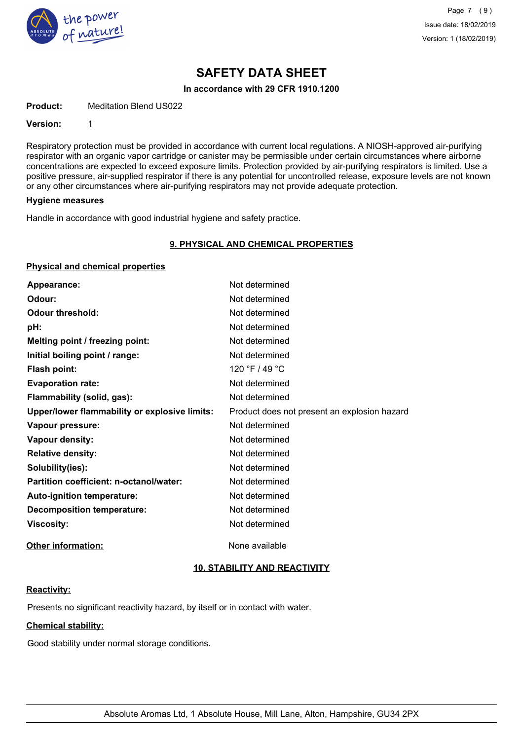# SAFETY DATA SHEET

**In accordance with 29 CFR 1910.1200**

**Product:** Meditation Blend US022

**Version:** 1

Respiratory protection must be provided in accordance with current local regulations. A NIOSH-approved air-purifying respirator with an organic vapor cartridge or canister may be permissible under certain circumstances where airborne concentrations are expected to exceed exposure limits. Protection provided by air-purifying respirators is limited. Use a positive pressure, air-supplied respirator if there is any potential for uncontrolled release, exposure levels are not known or any other circumstances where air-purifying respirators may not provide adequate protection.

**Hygiene measures**

Handle in accordance with good industrial hygiene and safety practice.

## 9. PHYSICAL AND CHEMICAL PROPERTIES

### Physical and chemical properties

| Property | Value |
|---|---|
| **Appearance:** | Not determined |
| **Odour:** | Not determined |
| **Odour threshold:** | Not determined |
| **pH:** | Not determined |
| **Melting point / freezing point:** | Not determined |
| **Initial boiling point / range:** | Not determined |
| **Flash point:** | 120 °F / 49 °C |
| **Evaporation rate:** | Not determined |
| **Flammability (solid, gas):** | Not determined |
| **Upper/lower flammability or explosive limits:** | Product does not present an explosion hazard |
| **Vapour pressure:** | Not determined |
| **Vapour density:** | Not determined |
| **Relative density:** | Not determined |
| **Solubility(ies):** | Not determined |
| **Partition coefficient: n-octanol/water:** | Not determined |
| **Auto-ignition temperature:** | Not determined |
| **Decomposition temperature:** | Not determined |
| **Viscosity:** | Not determined |

**Other information:** None available

## 10. STABILITY AND REACTIVITY

**Reactivity:**

Presents no significant reactivity hazard, by itself or in contact with water.

**Chemical stability:**

Good stability under normal storage conditions.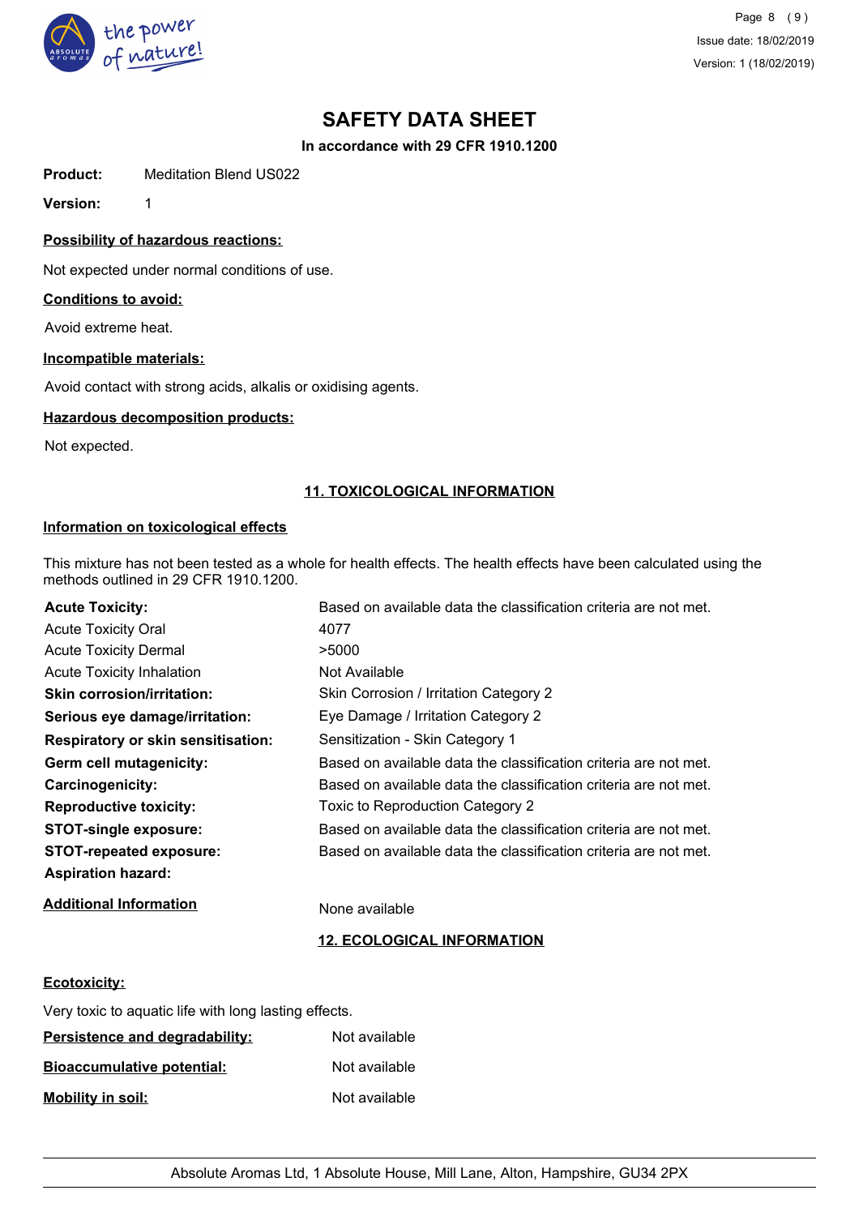# SAFETY DATA SHEET

**In accordance with 29 CFR 1910.1200**

**Product:** Meditation Blend US022

**Version:** 1

**Possibility of hazardous reactions:**

Not expected under normal conditions of use.

**Conditions to avoid:**

Avoid extreme heat.

**Incompatible materials:**

Avoid contact with strong acids, alkalis or oxidising agents.

**Hazardous decomposition products:**

Not expected.

## 11. TOXICOLOGICAL INFORMATION

**Information on toxicological effects**

This mixture has not been tested as a whole for health effects. The health effects have been calculated using the methods outlined in 29 CFR 1910.1200.

| | |
|---|---|
| **Acute Toxicity:** | Based on available data the classification criteria are not met. |
| Acute Toxicity Oral | 4077 |
| Acute Toxicity Dermal | >5000 |
| Acute Toxicity Inhalation | Not Available |
| **Skin corrosion/irritation:** | Skin Corrosion / Irritation Category 2 |
| **Serious eye damage/irritation:** | Eye Damage / Irritation Category 2 |
| **Respiratory or skin sensitisation:** | Sensitization - Skin Category 1 |
| **Germ cell mutagenicity:** | Based on available data the classification criteria are not met. |
| **Carcinogenicity:** | Based on available data the classification criteria are not met. |
| **Reproductive toxicity:** | Toxic to Reproduction Category 2 |
| **STOT-single exposure:** | Based on available data the classification criteria are not met. |
| **STOT-repeated exposure:** | Based on available data the classification criteria are not met. |
| **Aspiration hazard:** | |

**Additional Information** None available

## 12. ECOLOGICAL INFORMATION

**Ecotoxicity:**

Very toxic to aquatic life with long lasting effects.

**Persistence and degradability:** Not available

**Bioaccumulative potential:** Not available

**Mobility in soil:** Not available

Absolute Aromas Ltd, 1 Absolute House, Mill Lane, Alton, Hampshire, GU34 2PX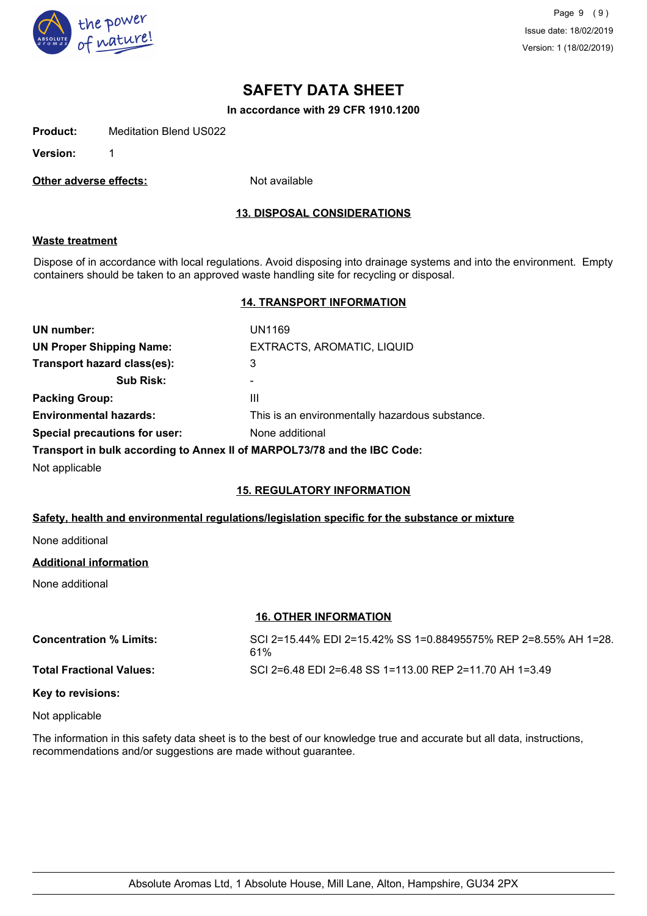# SAFETY DATA SHEET

**In accordance with 29 CFR 1910.1200**

**Product:** Meditation Blend US022

**Version:** 1

**Other adverse effects:** Not available

## 13. DISPOSAL CONSIDERATIONS

### Waste treatment

Dispose of in accordance with local regulations. Avoid disposing into drainage systems and into the environment. Empty containers should be taken to an approved waste handling site for recycling or disposal.

## 14. TRANSPORT INFORMATION

| | |
|---|---|
| **UN number:** | UN1169 |
| **UN Proper Shipping Name:** | EXTRACTS, AROMATIC, LIQUID |
| **Transport hazard class(es):** | 3 |
| **Sub Risk:** | - |
| **Packing Group:** | III |
| **Environmental hazards:** | This is an environmentally hazardous substance. |
| **Special precautions for user:** | None additional |

**Transport in bulk according to Annex II of MARPOL73/78 and the IBC Code:**

Not applicable

## 15. REGULATORY INFORMATION

### Safety, health and environmental regulations/legislation specific for the substance or mixture

None additional

### Additional information

None additional

## 16. OTHER INFORMATION

| | |
|---|---|
| **Concentration % Limits:** | SCI 2=15.44% EDI 2=15.42% SS 1=0.88495575% REP 2=8.55% AH 1=28.61% |
| **Total Fractional Values:** | SCI 2=6.48 EDI 2=6.48 SS 1=113.00 REP 2=11.70 AH 1=3.49 |

**Key to revisions:**

Not applicable

The information in this safety data sheet is to the best of our knowledge true and accurate but all data, instructions, recommendations and/or suggestions are made without guarantee.

Absolute Aromas Ltd, 1 Absolute House, Mill Lane, Alton, Hampshire, GU34 2PX